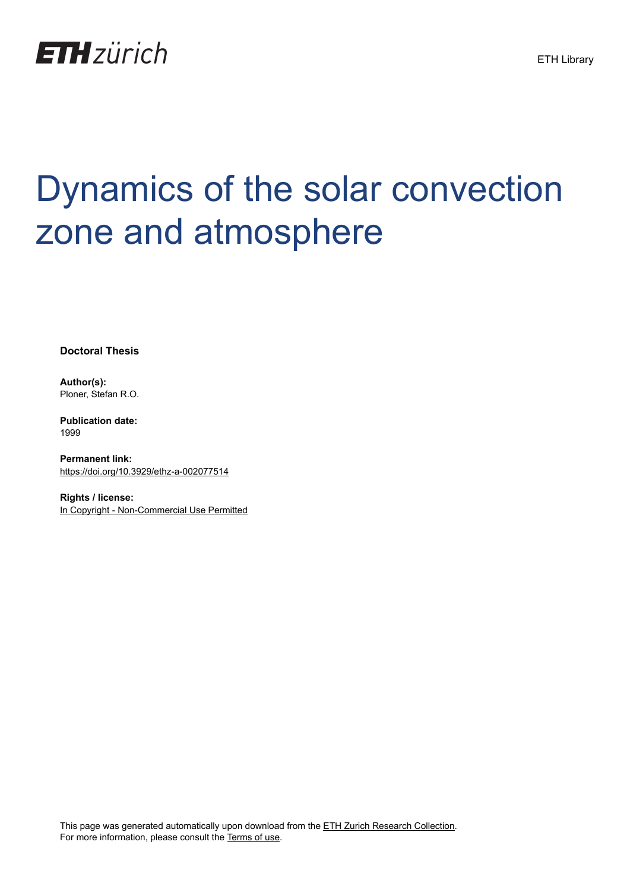ETH zürich

ETH Library

# Dynamics of the solar convection zone and atmosphere

**Doctoral Thesis**

**Author(s):**
Ploner, Stefan R.O.

**Publication date:**
1999

**Permanent link:**
https://doi.org/10.3929/ethz-a-002077514

**Rights / license:**
In Copyright - Non-Commercial Use Permitted

This page was generated automatically upon download from the ETH Zurich Research Collection.
For more information, please consult the Terms of use.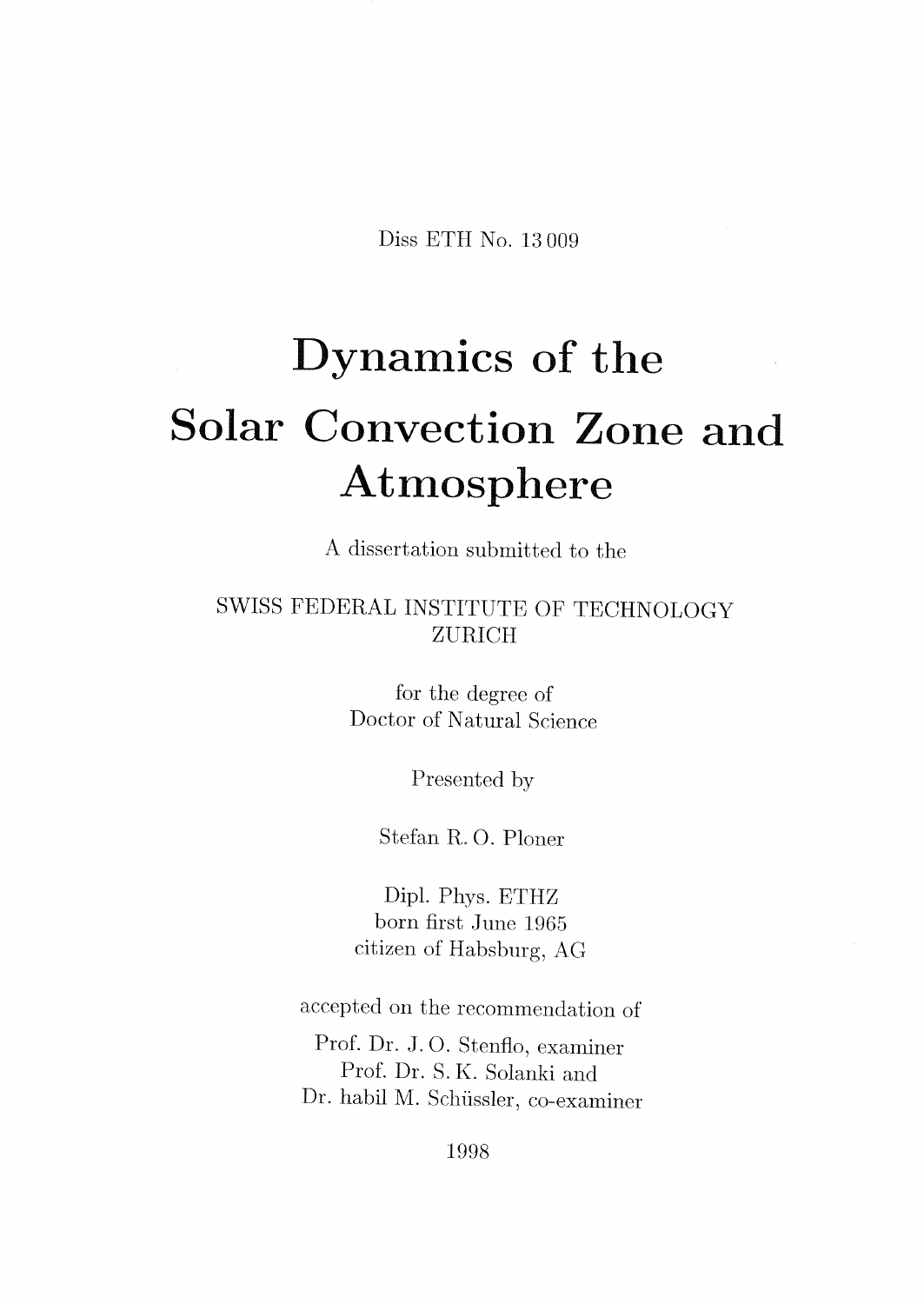Diss ETH No. 13 009

# Dynamics of the Solar Convection Zone and Atmosphere

A dissertation submitted to the

SWISS FEDERAL INSTITUTE OF TECHNOLOGY
ZURICH

for the degree of
Doctor of Natural Science

Presented by

Stefan R. O. Ploner

Dipl. Phys. ETHZ
born first June 1965
citizen of Habsburg, AG

accepted on the recommendation of

Prof. Dr. J. O. Stenflo, examiner
Prof. Dr. S. K. Solanki and
Dr. habil M. Schüssler, co-examiner

1998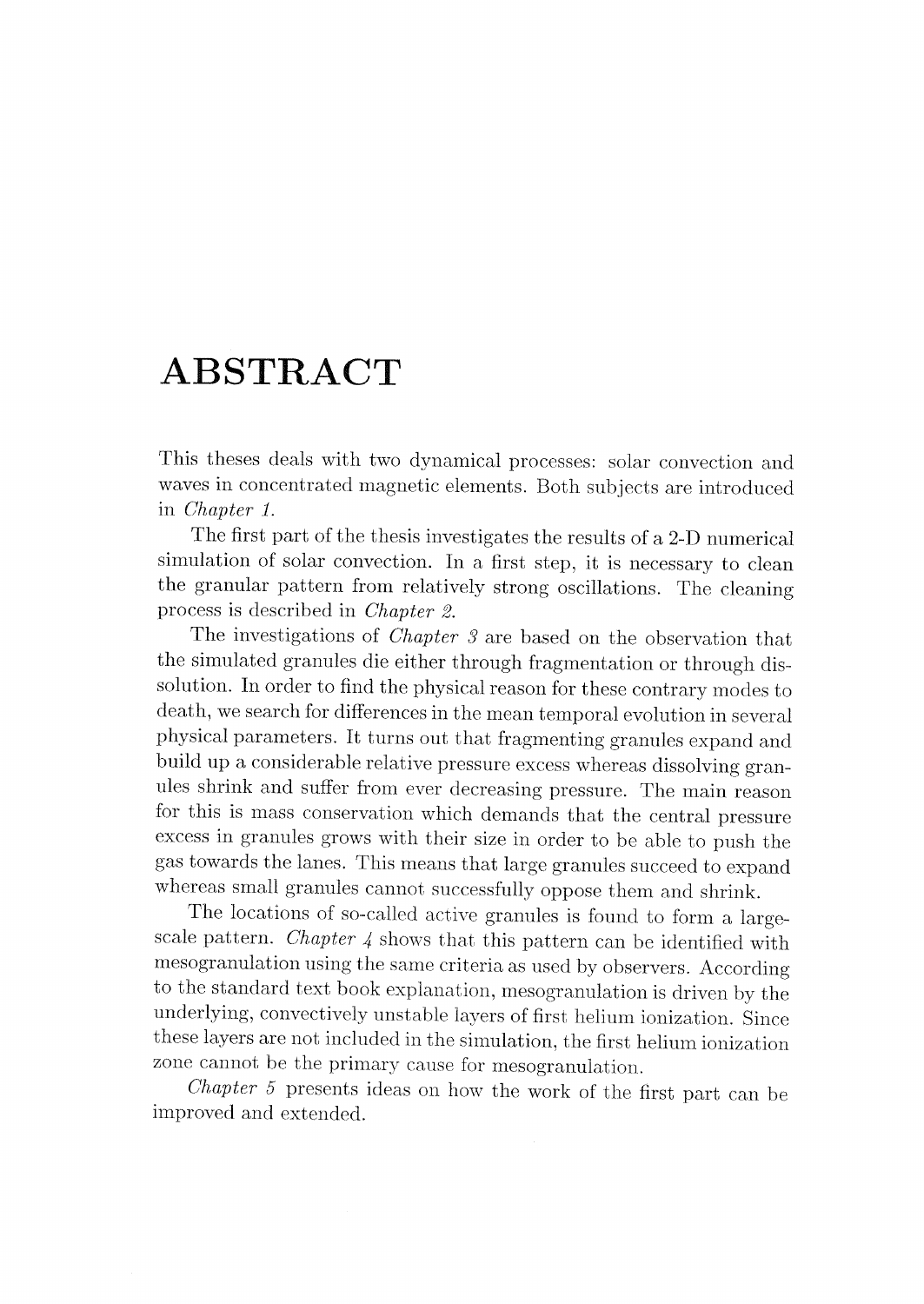# ABSTRACT

This theses deals with two dynamical processes: solar convection and waves in concentrated magnetic elements. Both subjects are introduced in *Chapter 1*.

The first part of the thesis investigates the results of a 2-D numerical simulation of solar convection. In a first step, it is necessary to clean the granular pattern from relatively strong oscillations. The cleaning process is described in *Chapter 2*.

The investigations of *Chapter 3* are based on the observation that the simulated granules die either through fragmentation or through dissolution. In order to find the physical reason for these contrary modes to death, we search for differences in the mean temporal evolution in several physical parameters. It turns out that fragmenting granules expand and build up a considerable relative pressure excess whereas dissolving granules shrink and suffer from ever decreasing pressure. The main reason for this is mass conservation which demands that the central pressure excess in granules grows with their size in order to be able to push the gas towards the lanes. This means that large granules succeed to expand whereas small granules cannot successfully oppose them and shrink.

The locations of so-called active granules is found to form a large-scale pattern. *Chapter 4* shows that this pattern can be identified with mesogranulation using the same criteria as used by observers. According to the standard text book explanation, mesogranulation is driven by the underlying, convectively unstable layers of first helium ionization. Since these layers are not included in the simulation, the first helium ionization zone cannot be the primary cause for mesogranulation.

*Chapter 5* presents ideas on how the work of the first part can be improved and extended.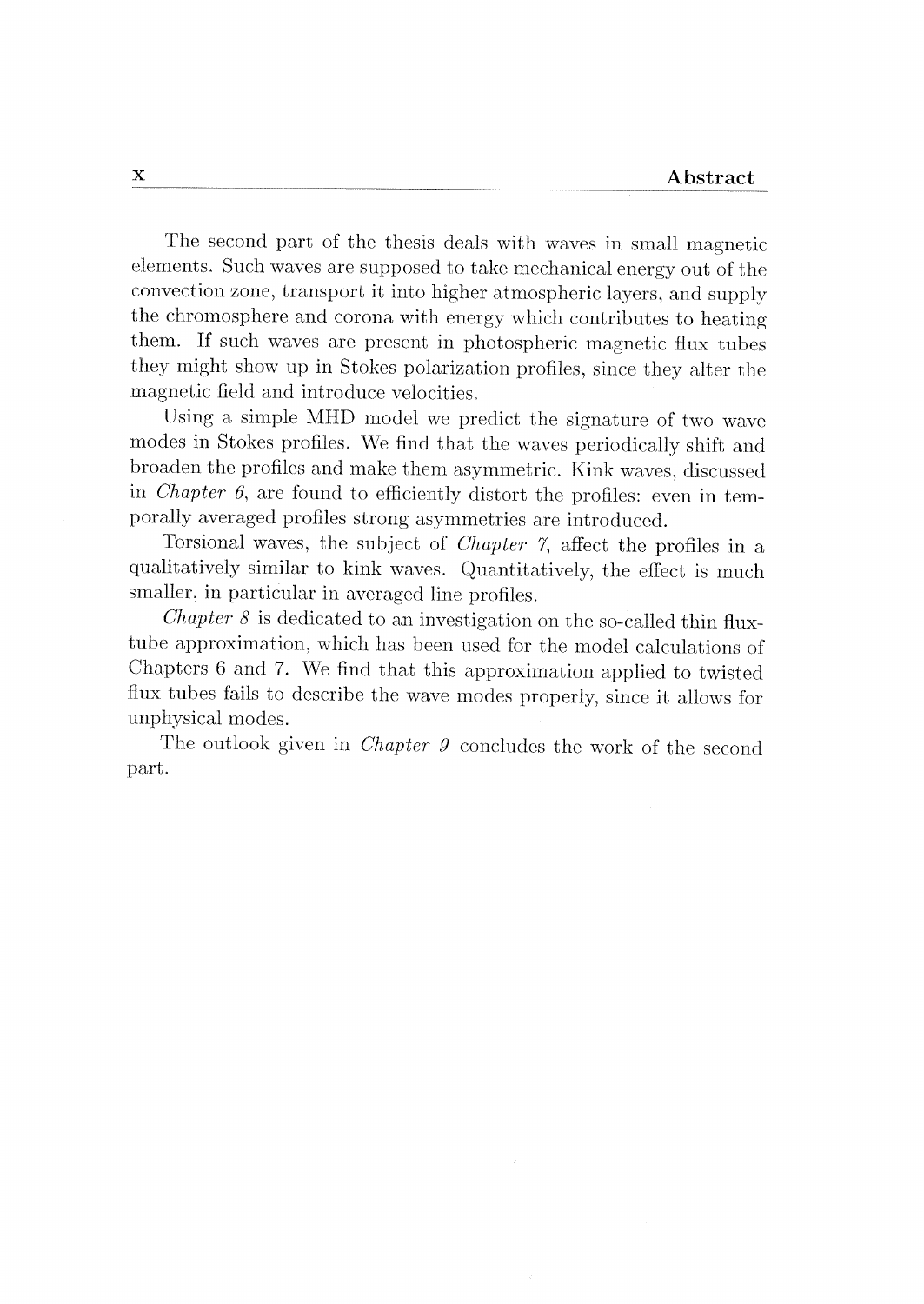The second part of the thesis deals with waves in small magnetic elements. Such waves are supposed to take mechanical energy out of the convection zone, transport it into higher atmospheric layers, and supply the chromosphere and corona with energy which contributes to heating them. If such waves are present in photospheric magnetic flux tubes they might show up in Stokes polarization profiles, since they alter the magnetic field and introduce velocities.

Using a simple MHD model we predict the signature of two wave modes in Stokes profiles. We find that the waves periodically shift and broaden the profiles and make them asymmetric. Kink waves, discussed in *Chapter 6*, are found to efficiently distort the profiles: even in temporally averaged profiles strong asymmetries are introduced.

Torsional waves, the subject of *Chapter 7*, affect the profiles in a qualitatively similar to kink waves. Quantitatively, the effect is much smaller, in particular in averaged line profiles.

*Chapter 8* is dedicated to an investigation on the so-called thin flux-tube approximation, which has been used for the model calculations of Chapters 6 and 7. We find that this approximation applied to twisted flux tubes fails to describe the wave modes properly, since it allows for unphysical modes.

The outlook given in *Chapter 9* concludes the work of the second part.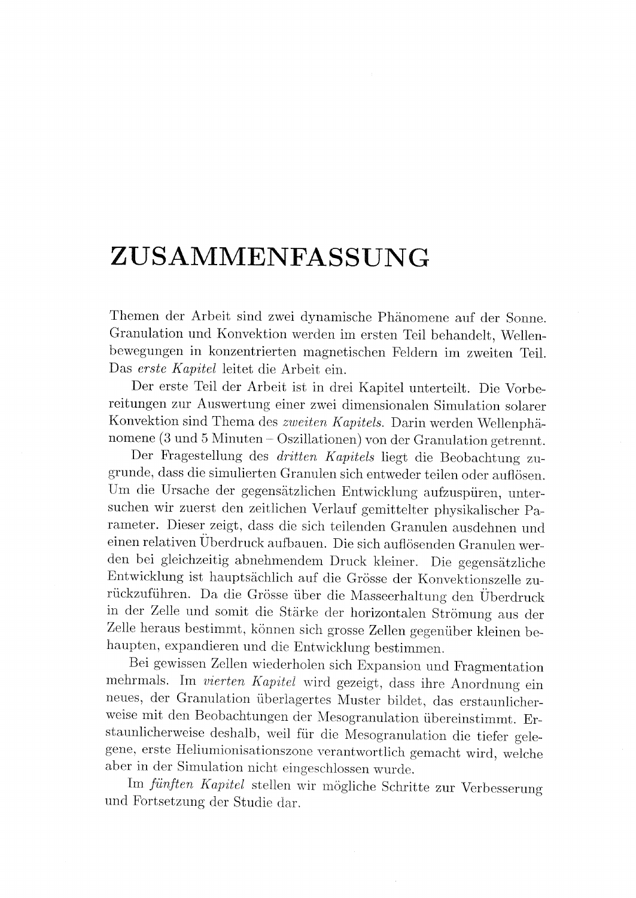# ZUSAMMENFASSUNG

Themen der Arbeit sind zwei dynamische Phänomene auf der Sonne. Granulation und Konvektion werden im ersten Teil behandelt, Wellenbewegungen in konzentrierten magnetischen Feldern im zweiten Teil. Das *erste Kapitel* leitet die Arbeit ein.

Der erste Teil der Arbeit ist in drei Kapitel unterteilt. Die Vorbereitungen zur Auswertung einer zwei dimensionalen Simulation solarer Konvektion sind Thema des *zweiten Kapitels.* Darin werden Wellenphänomene (3 und 5 Minuten – Oszillationen) von der Granulation getrennt.

Der Fragestellung des *dritten Kapitels* liegt die Beobachtung zugrunde, dass die simulierten Granulen sich entweder teilen oder auflösen. Um die Ursache der gegensätzlichen Entwicklung aufzuspüren, untersuchen wir zuerst den zeitlichen Verlauf gemittelter physikalischer Parameter. Dieser zeigt, dass die sich teilenden Granulen ausdehnen und einen relativen Überdruck aufbauen. Die sich auflösenden Granulen werden bei gleichzeitig abnehmendem Druck kleiner. Die gegensätzliche Entwicklung ist hauptsächlich auf die Grösse der Konvektionszelle zurückzuführen. Da die Grösse über die Masseerhaltung den Überdruck in der Zelle und somit die Stärke der horizontalen Strömung aus der Zelle heraus bestimmt, können sich grosse Zellen gegenüber kleinen behaupten, expandieren und die Entwicklung bestimmen.

Bei gewissen Zellen wiederholen sich Expansion und Fragmentation mehrmals. Im *vierten Kapitel* wird gezeigt, dass ihre Anordnung ein neues, der Granulation überlagertes Muster bildet, das erstaunlicherweise mit den Beobachtungen der Mesogranulation übereinstimmt. Erstaunlicherweise deshalb, weil für die Mesogranulation die tiefer gelegene, erste Heliumionisationszone verantwortlich gemacht wird, welche aber in der Simulation nicht eingeschlossen wurde.

Im *fünften Kapitel* stellen wir mögliche Schritte zur Verbesserung und Fortsetzung der Studie dar.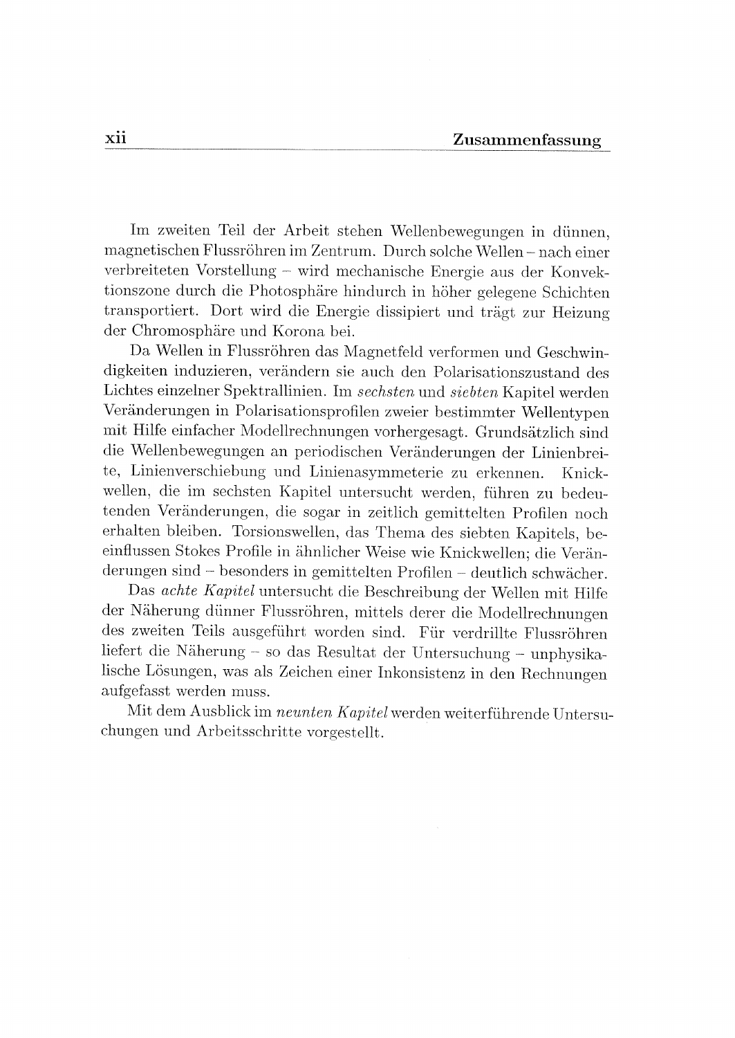Im zweiten Teil der Arbeit stehen Wellenbewegungen in dünnen, magnetischen Flussröhren im Zentrum. Durch solche Wellen – nach einer verbreiteten Vorstellung – wird mechanische Energie aus der Konvektionszone durch die Photosphäre hindurch in höher gelegene Schichten transportiert. Dort wird die Energie dissipiert und trägt zur Heizung der Chromosphäre und Korona bei.

Da Wellen in Flussröhren das Magnetfeld verformen und Geschwindigkeiten induzieren, verändern sie auch den Polarisationszustand des Lichtes einzelner Spektrallinien. Im *sechsten* und *siebten* Kapitel werden Veränderungen in Polarisationsprofilen zweier bestimmter Wellentypen mit Hilfe einfacher Modellrechnungen vorhergesagt. Grundsätzlich sind die Wellenbewegungen an periodischen Veränderungen der Linienbreite, Linienverschiebung und Linienasymmeterie zu erkennen. Knickwellen, die im sechsten Kapitel untersucht werden, führen zu bedeutenden Veränderungen, die sogar in zeitlich gemittelten Profilen noch erhalten bleiben. Torsionswellen, das Thema des siebten Kapitels, beeinflussen Stokes Profile in ähnlicher Weise wie Knickwellen; die Veränderungen sind – besonders in gemittelten Profilen – deutlich schwächer.

Das *achte Kapitel* untersucht die Beschreibung der Wellen mit Hilfe der Näherung dünner Flussröhren, mittels derer die Modellrechnungen des zweiten Teils ausgeführt worden sind. Für verdrillte Flussröhren liefert die Näherung – so das Resultat der Untersuchung – unphysikalische Lösungen, was als Zeichen einer Inkonsistenz in den Rechnungen aufgefasst werden muss.

Mit dem Ausblick im *neunten Kapitel* werden weiterführende Untersuchungen und Arbeitsschritte vorgestellt.